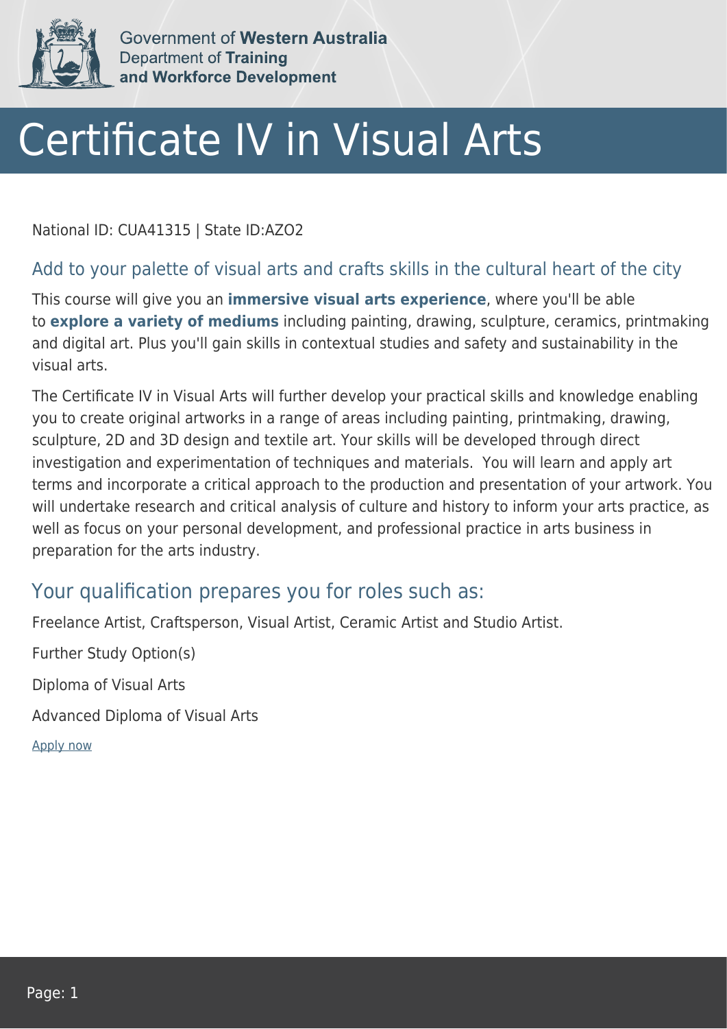Government of **Western Australia**
Department of **Training and Workforce Development**

# Certificate IV in Visual Arts

National ID: CUA41315 | State ID:AZO2

## Add to your palette of visual arts and crafts skills in the cultural heart of the city

This course will give you an **immersive visual arts experience**, where you'll be able to **explore a variety of mediums** including painting, drawing, sculpture, ceramics, printmaking and digital art. Plus you'll gain skills in contextual studies and safety and sustainability in the visual arts.

The Certificate IV in Visual Arts will further develop your practical skills and knowledge enabling you to create original artworks in a range of areas including painting, printmaking, drawing, sculpture, 2D and 3D design and textile art. Your skills will be developed through direct investigation and experimentation of techniques and materials. You will learn and apply art terms and incorporate a critical approach to the production and presentation of your artwork. You will undertake research and critical analysis of culture and history to inform your arts practice, as well as focus on your personal development, and professional practice in arts business in preparation for the arts industry.

## Your qualification prepares you for roles such as:

Freelance Artist, Craftsperson, Visual Artist, Ceramic Artist and Studio Artist.

Further Study Option(s)

Diploma of Visual Arts

Advanced Diploma of Visual Arts

Apply now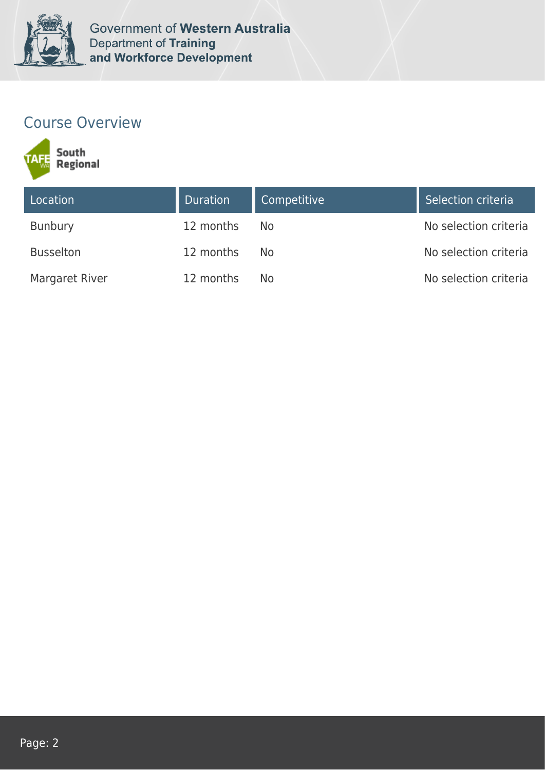## Course Overview

South Regional

| Location | Duration | Competitive | Selection criteria |
|---|---|---|---|
| Bunbury | 12 months | No | No selection criteria |
| Busselton | 12 months | No | No selection criteria |
| Margaret River | 12 months | No | No selection criteria |